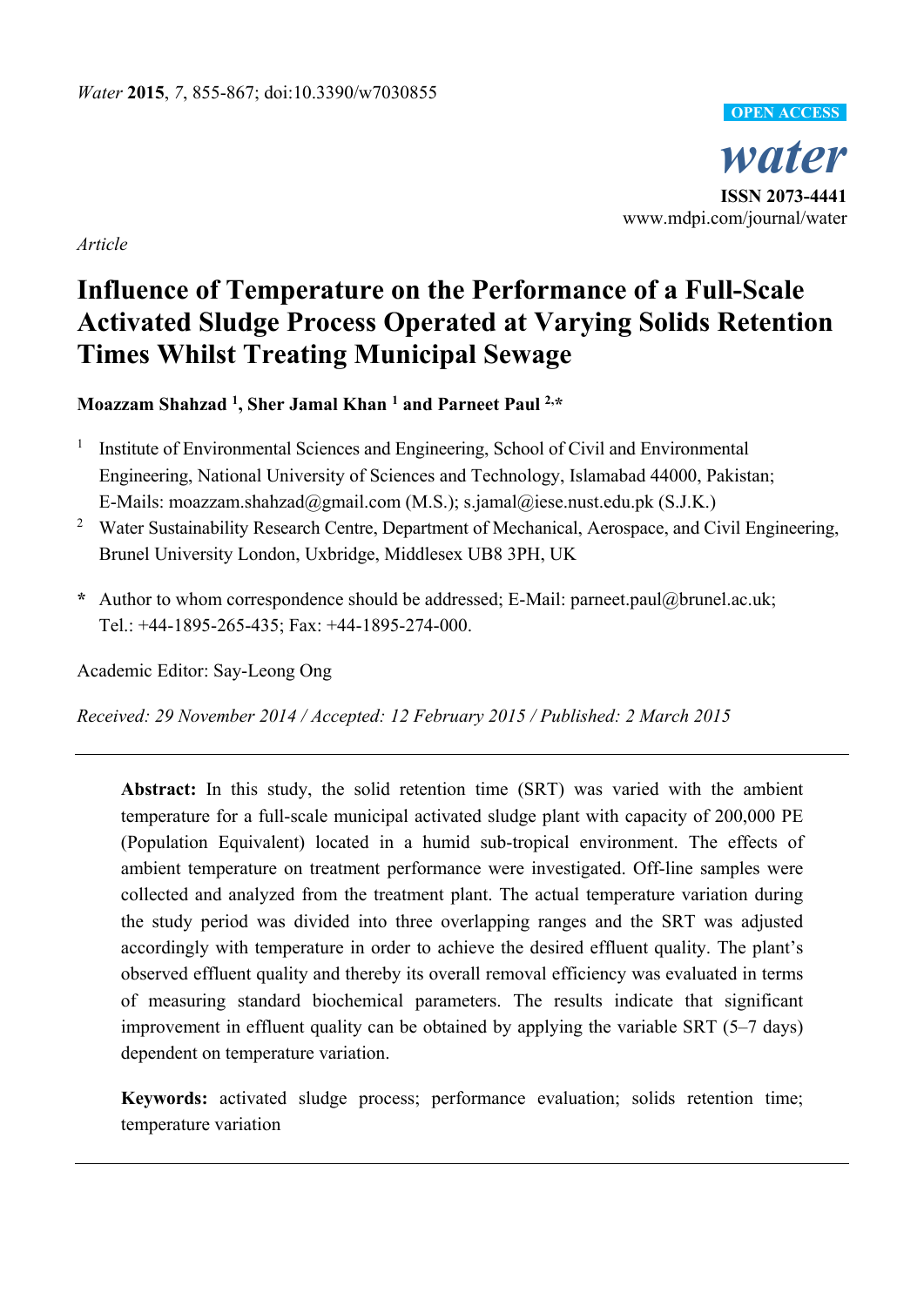*Article*

# Influence of Temperature on the Performance of a Full-Scale Activated Sludge Process Operated at Varying Solids Retention Times Whilst Treating Municipal Sewage

**Moazzam Shahzad [1], Sher Jamal Khan [1] and Parneet Paul [2,*]**

[1] Institute of Environmental Sciences and Engineering, School of Civil and Environmental Engineering, National University of Sciences and Technology, Islamabad 44000, Pakistan; E-Mails: moazzam.shahzad@gmail.com (M.S.); s.jamal@iese.nust.edu.pk (S.J.K.)

[2] Water Sustainability Research Centre, Department of Mechanical, Aerospace, and Civil Engineering, Brunel University London, Uxbridge, Middlesex UB8 3PH, UK

**\*** Author to whom correspondence should be addressed; E-Mail: parneet.paul@brunel.ac.uk; Tel.: +44-1895-265-435; Fax: +44-1895-274-000.

Academic Editor: Say-Leong Ong

*Received: 29 November 2014 / Accepted: 12 February 2015 / Published: 2 March 2015*

---

**Abstract:** In this study, the solid retention time (SRT) was varied with the ambient temperature for a full-scale municipal activated sludge plant with capacity of 200,000 PE (Population Equivalent) located in a humid sub-tropical environment. The effects of ambient temperature on treatment performance were investigated. Off-line samples were collected and analyzed from the treatment plant. The actual temperature variation during the study period was divided into three overlapping ranges and the SRT was adjusted accordingly with temperature in order to achieve the desired effluent quality. The plant's observed effluent quality and thereby its overall removal efficiency was evaluated in terms of measuring standard biochemical parameters. The results indicate that significant improvement in effluent quality can be obtained by applying the variable SRT (5–7 days) dependent on temperature variation.

**Keywords:** activated sludge process; performance evaluation; solids retention time; temperature variation

---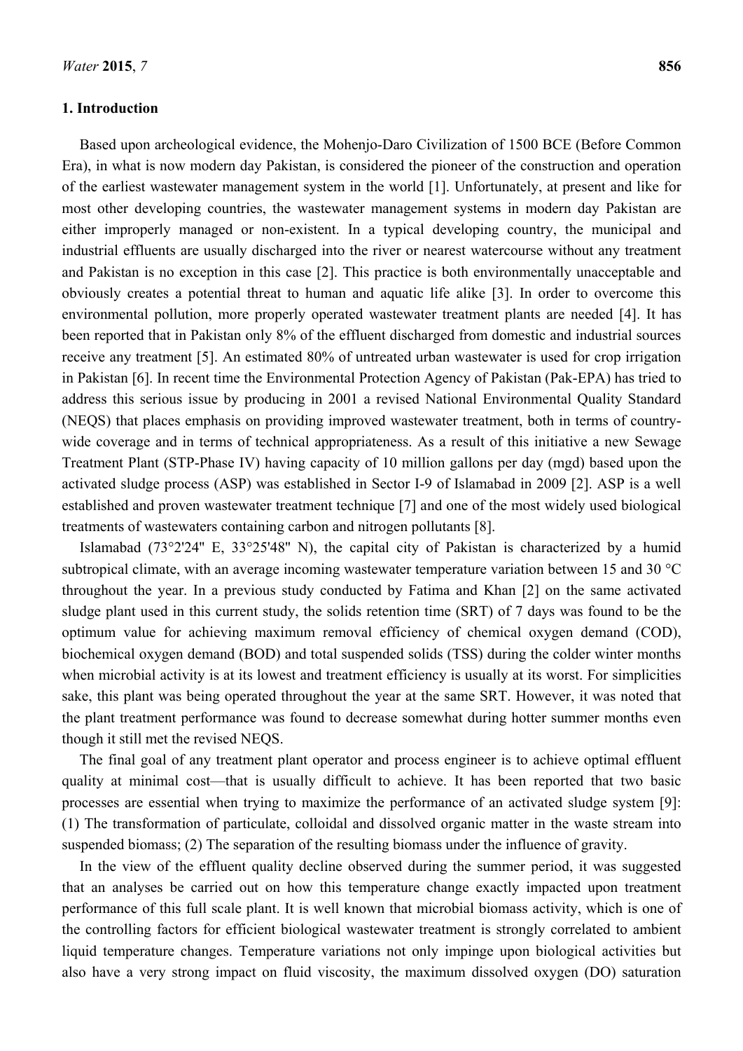## 1. Introduction

Based upon archeological evidence, the Mohenjo-Daro Civilization of 1500 BCE (Before Common Era), in what is now modern day Pakistan, is considered the pioneer of the construction and operation of the earliest wastewater management system in the world [1]. Unfortunately, at present and like for most other developing countries, the wastewater management systems in modern day Pakistan are either improperly managed or non-existent. In a typical developing country, the municipal and industrial effluents are usually discharged into the river or nearest watercourse without any treatment and Pakistan is no exception in this case [2]. This practice is both environmentally unacceptable and obviously creates a potential threat to human and aquatic life alike [3]. In order to overcome this environmental pollution, more properly operated wastewater treatment plants are needed [4]. It has been reported that in Pakistan only 8% of the effluent discharged from domestic and industrial sources receive any treatment [5]. An estimated 80% of untreated urban wastewater is used for crop irrigation in Pakistan [6]. In recent time the Environmental Protection Agency of Pakistan (Pak-EPA) has tried to address this serious issue by producing in 2001 a revised National Environmental Quality Standard (NEQS) that places emphasis on providing improved wastewater treatment, both in terms of country-wide coverage and in terms of technical appropriateness. As a result of this initiative a new Sewage Treatment Plant (STP-Phase IV) having capacity of 10 million gallons per day (mgd) based upon the activated sludge process (ASP) was established in Sector I-9 of Islamabad in 2009 [2]. ASP is a well established and proven wastewater treatment technique [7] and one of the most widely used biological treatments of wastewaters containing carbon and nitrogen pollutants [8].

Islamabad (73°2'24" E, 33°25'48" N), the capital city of Pakistan is characterized by a humid subtropical climate, with an average incoming wastewater temperature variation between 15 and 30 °C throughout the year. In a previous study conducted by Fatima and Khan [2] on the same activated sludge plant used in this current study, the solids retention time (SRT) of 7 days was found to be the optimum value for achieving maximum removal efficiency of chemical oxygen demand (COD), biochemical oxygen demand (BOD) and total suspended solids (TSS) during the colder winter months when microbial activity is at its lowest and treatment efficiency is usually at its worst. For simplicities sake, this plant was being operated throughout the year at the same SRT. However, it was noted that the plant treatment performance was found to decrease somewhat during hotter summer months even though it still met the revised NEQS.

The final goal of any treatment plant operator and process engineer is to achieve optimal effluent quality at minimal cost—that is usually difficult to achieve. It has been reported that two basic processes are essential when trying to maximize the performance of an activated sludge system [9]: (1) The transformation of particulate, colloidal and dissolved organic matter in the waste stream into suspended biomass; (2) The separation of the resulting biomass under the influence of gravity.

In the view of the effluent quality decline observed during the summer period, it was suggested that an analyses be carried out on how this temperature change exactly impacted upon treatment performance of this full scale plant. It is well known that microbial biomass activity, which is one of the controlling factors for efficient biological wastewater treatment is strongly correlated to ambient liquid temperature changes. Temperature variations not only impinge upon biological activities but also have a very strong impact on fluid viscosity, the maximum dissolved oxygen (DO) saturation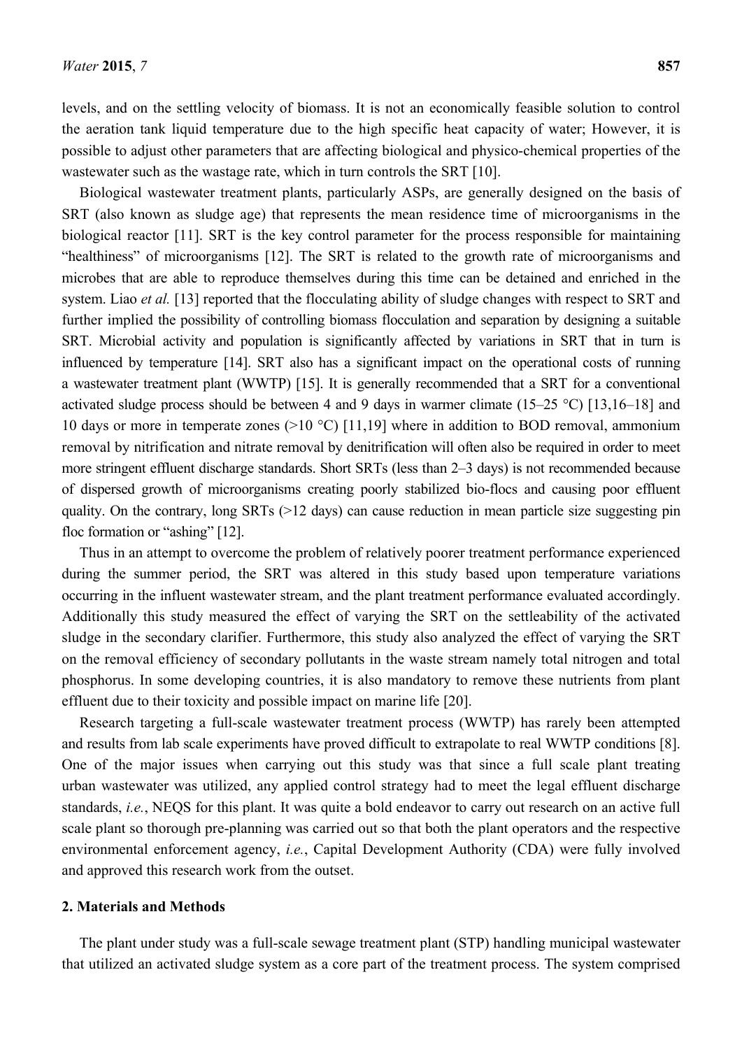levels, and on the settling velocity of biomass. It is not an economically feasible solution to control the aeration tank liquid temperature due to the high specific heat capacity of water; However, it is possible to adjust other parameters that are affecting biological and physico-chemical properties of the wastewater such as the wastage rate, which in turn controls the SRT [10].

Biological wastewater treatment plants, particularly ASPs, are generally designed on the basis of SRT (also known as sludge age) that represents the mean residence time of microorganisms in the biological reactor [11]. SRT is the key control parameter for the process responsible for maintaining "healthiness" of microorganisms [12]. The SRT is related to the growth rate of microorganisms and microbes that are able to reproduce themselves during this time can be detained and enriched in the system. Liao *et al.* [13] reported that the flocculating ability of sludge changes with respect to SRT and further implied the possibility of controlling biomass flocculation and separation by designing a suitable SRT. Microbial activity and population is significantly affected by variations in SRT that in turn is influenced by temperature [14]. SRT also has a significant impact on the operational costs of running a wastewater treatment plant (WWTP) [15]. It is generally recommended that a SRT for a conventional activated sludge process should be between 4 and 9 days in warmer climate (15–25 °C) [13,16–18] and 10 days or more in temperate zones (>10 °C) [11,19] where in addition to BOD removal, ammonium removal by nitrification and nitrate removal by denitrification will often also be required in order to meet more stringent effluent discharge standards. Short SRTs (less than 2–3 days) is not recommended because of dispersed growth of microorganisms creating poorly stabilized bio-flocs and causing poor effluent quality. On the contrary, long SRTs (>12 days) can cause reduction in mean particle size suggesting pin floc formation or "ashing" [12].

Thus in an attempt to overcome the problem of relatively poorer treatment performance experienced during the summer period, the SRT was altered in this study based upon temperature variations occurring in the influent wastewater stream, and the plant treatment performance evaluated accordingly. Additionally this study measured the effect of varying the SRT on the settleability of the activated sludge in the secondary clarifier. Furthermore, this study also analyzed the effect of varying the SRT on the removal efficiency of secondary pollutants in the waste stream namely total nitrogen and total phosphorus. In some developing countries, it is also mandatory to remove these nutrients from plant effluent due to their toxicity and possible impact on marine life [20].

Research targeting a full-scale wastewater treatment process (WWTP) has rarely been attempted and results from lab scale experiments have proved difficult to extrapolate to real WWTP conditions [8]. One of the major issues when carrying out this study was that since a full scale plant treating urban wastewater was utilized, any applied control strategy had to meet the legal effluent discharge standards, *i.e.*, NEQS for this plant. It was quite a bold endeavor to carry out research on an active full scale plant so thorough pre-planning was carried out so that both the plant operators and the respective environmental enforcement agency, *i.e.*, Capital Development Authority (CDA) were fully involved and approved this research work from the outset.

## 2. Materials and Methods

The plant under study was a full-scale sewage treatment plant (STP) handling municipal wastewater that utilized an activated sludge system as a core part of the treatment process. The system comprised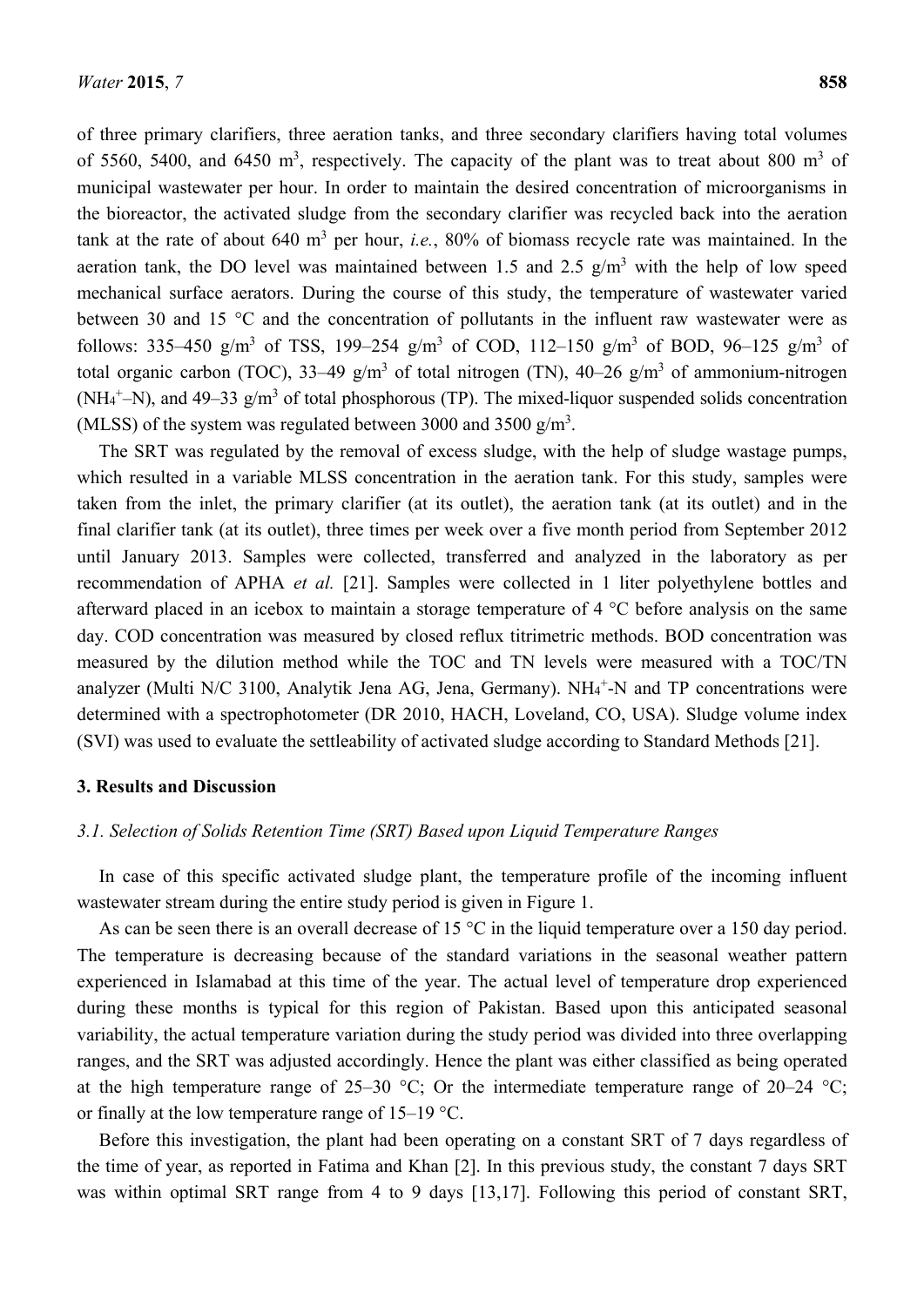of three primary clarifiers, three aeration tanks, and three secondary clarifiers having total volumes of 5560, 5400, and 6450 $m^3$, respectively. The capacity of the plant was to treat about 800 $m^3$ of municipal wastewater per hour. In order to maintain the desired concentration of microorganisms in the bioreactor, the activated sludge from the secondary clarifier was recycled back into the aeration tank at the rate of about 640 $m^3$ per hour, *i.e.*, 80% of biomass recycle rate was maintained. In the aeration tank, the DO level was maintained between 1.5 and 2.5 $g/m^3$ with the help of low speed mechanical surface aerators. During the course of this study, the temperature of wastewater varied between 30 and 15 °C and the concentration of pollutants in the influent raw wastewater were as follows: 335–450 $g/m^3$ of TSS, 199–254 $g/m^3$ of COD, 112–150 $g/m^3$ of BOD, 96–125 $g/m^3$ of total organic carbon (TOC), 33–49 $g/m^3$ of total nitrogen (TN), 40–26 $g/m^3$ of ammonium-nitrogen ($NH_4^+$–N), and 49–33 $g/m^3$ of total phosphorous (TP). The mixed-liquor suspended solids concentration (MLSS) of the system was regulated between 3000 and 3500 $g/m^3$.

The SRT was regulated by the removal of excess sludge, with the help of sludge wastage pumps, which resulted in a variable MLSS concentration in the aeration tank. For this study, samples were taken from the inlet, the primary clarifier (at its outlet), the aeration tank (at its outlet) and in the final clarifier tank (at its outlet), three times per week over a five month period from September 2012 until January 2013. Samples were collected, transferred and analyzed in the laboratory as per recommendation of APHA *et al.* [21]. Samples were collected in 1 liter polyethylene bottles and afterward placed in an icebox to maintain a storage temperature of 4 °C before analysis on the same day. COD concentration was measured by closed reflux titrimetric methods. BOD concentration was measured by the dilution method while the TOC and TN levels were measured with a TOC/TN analyzer (Multi N/C 3100, Analytik Jena AG, Jena, Germany). $NH_4^+$-N and TP concentrations were determined with a spectrophotometer (DR 2010, HACH, Loveland, CO, USA). Sludge volume index (SVI) was used to evaluate the settleability of activated sludge according to Standard Methods [21].

## 3. Results and Discussion

### *3.1. Selection of Solids Retention Time (SRT) Based upon Liquid Temperature Ranges*

In case of this specific activated sludge plant, the temperature profile of the incoming influent wastewater stream during the entire study period is given in Figure 1.

As can be seen there is an overall decrease of 15 °C in the liquid temperature over a 150 day period. The temperature is decreasing because of the standard variations in the seasonal weather pattern experienced in Islamabad at this time of the year. The actual level of temperature drop experienced during these months is typical for this region of Pakistan. Based upon this anticipated seasonal variability, the actual temperature variation during the study period was divided into three overlapping ranges, and the SRT was adjusted accordingly. Hence the plant was either classified as being operated at the high temperature range of 25–30 °C; Or the intermediate temperature range of 20–24 °C; or finally at the low temperature range of 15–19 °C.

Before this investigation, the plant had been operating on a constant SRT of 7 days regardless of the time of year, as reported in Fatima and Khan [2]. In this previous study, the constant 7 days SRT was within optimal SRT range from 4 to 9 days [13,17]. Following this period of constant SRT,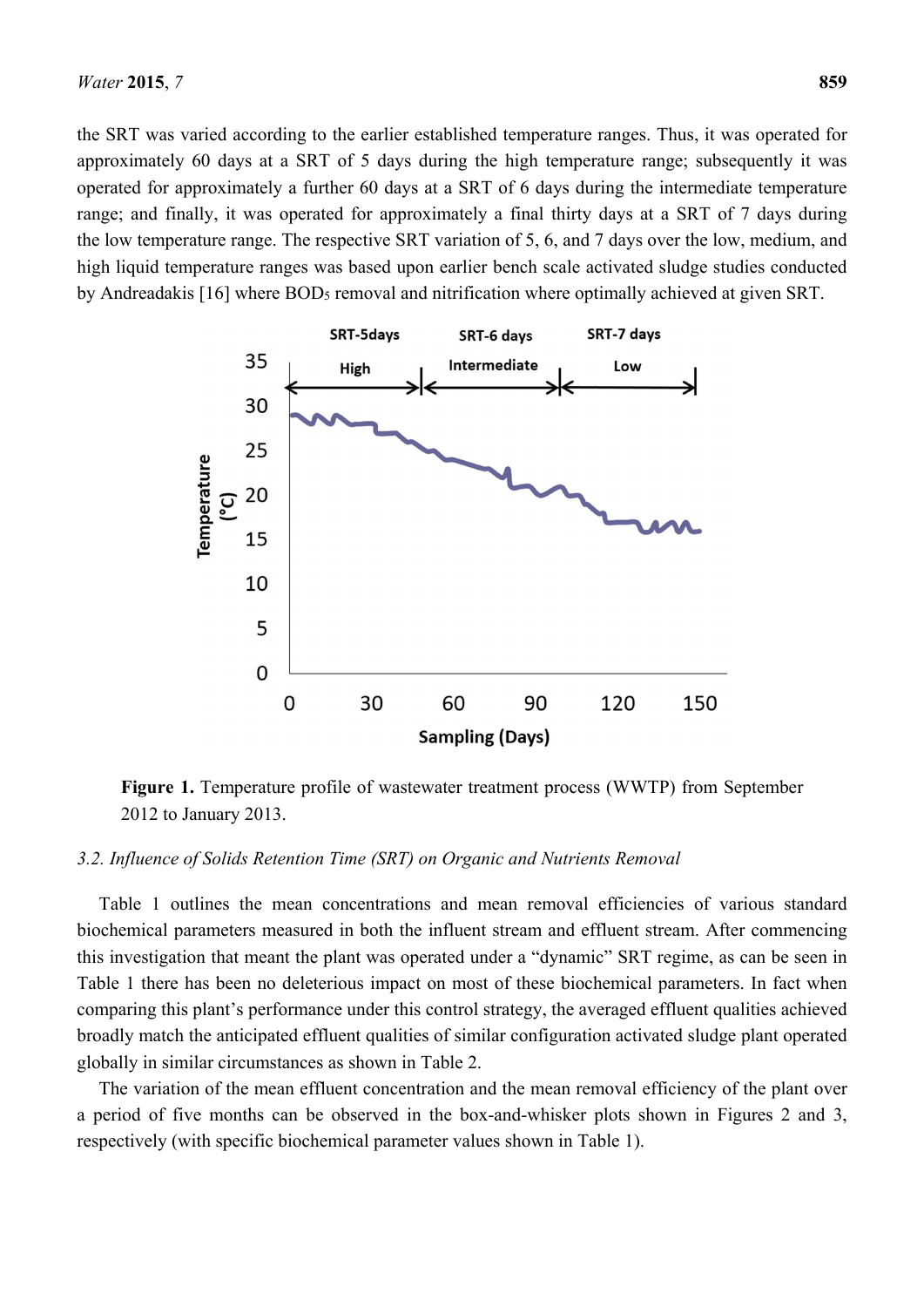the SRT was varied according to the earlier established temperature ranges. Thus, it was operated for approximately 60 days at a SRT of 5 days during the high temperature range; subsequently it was operated for approximately a further 60 days at a SRT of 6 days during the intermediate temperature range; and finally, it was operated for approximately a final thirty days at a SRT of 7 days during the low temperature range. The respective SRT variation of 5, 6, and 7 days over the low, medium, and high liquid temperature ranges was based upon earlier bench scale activated sludge studies conducted by Andreadakis [16] where $BOD_5$ removal and nitrification where optimally achieved at given SRT.

**Figure 1.** Temperature profile of wastewater treatment process (WWTP) from September 2012 to January 2013.

### 3.2. Influence of Solids Retention Time (SRT) on Organic and Nutrients Removal

Table 1 outlines the mean concentrations and mean removal efficiencies of various standard biochemical parameters measured in both the influent stream and effluent stream. After commencing this investigation that meant the plant was operated under a "dynamic" SRT regime, as can be seen in Table 1 there has been no deleterious impact on most of these biochemical parameters. In fact when comparing this plant's performance under this control strategy, the averaged effluent qualities achieved broadly match the anticipated effluent qualities of similar configuration activated sludge plant operated globally in similar circumstances as shown in Table 2.

The variation of the mean effluent concentration and the mean removal efficiency of the plant over a period of five months can be observed in the box-and-whisker plots shown in Figures 2 and 3, respectively (with specific biochemical parameter values shown in Table 1).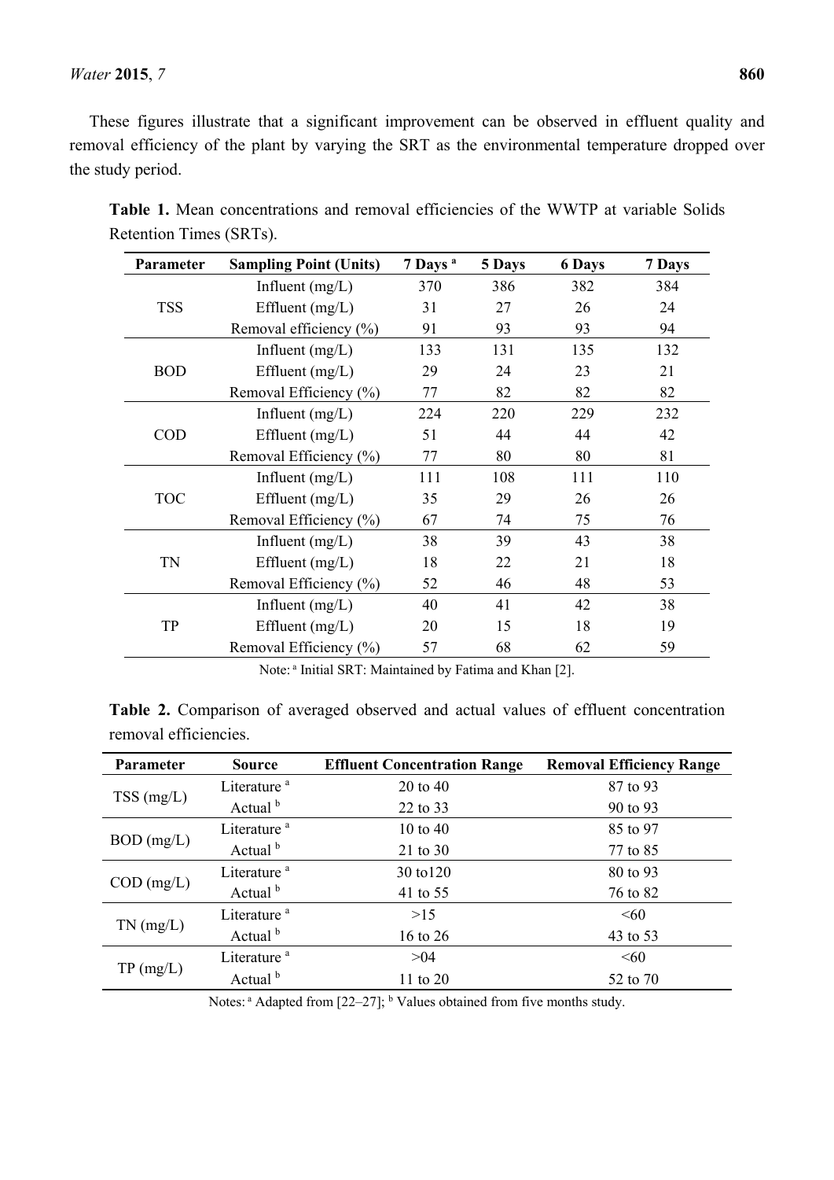These figures illustrate that a significant improvement can be observed in effluent quality and removal efficiency of the plant by varying the SRT as the environmental temperature dropped over the study period.

**Table 1.** Mean concentrations and removal efficiencies of the WWTP at variable Solids Retention Times (SRTs).

| Parameter | Sampling Point (Units) | 7 Days [a] | 5 Days | 6 Days | 7 Days |
|---|---|---|---|---|---|
| TSS | Influent (mg/L) | 370 | 386 | 382 | 384 |
| | Effluent (mg/L) | 31 | 27 | 26 | 24 |
| | Removal efficiency (%) | 91 | 93 | 93 | 94 |
| BOD | Influent (mg/L) | 133 | 131 | 135 | 132 |
| | Effluent (mg/L) | 29 | 24 | 23 | 21 |
| | Removal Efficiency (%) | 77 | 82 | 82 | 82 |
| COD | Influent (mg/L) | 224 | 220 | 229 | 232 |
| | Effluent (mg/L) | 51 | 44 | 44 | 42 |
| | Removal Efficiency (%) | 77 | 80 | 80 | 81 |
| TOC | Influent (mg/L) | 111 | 108 | 111 | 110 |
| | Effluent (mg/L) | 35 | 29 | 26 | 26 |
| | Removal Efficiency (%) | 67 | 74 | 75 | 76 |
| TN | Influent (mg/L) | 38 | 39 | 43 | 38 |
| | Effluent (mg/L) | 18 | 22 | 21 | 18 |
| | Removal Efficiency (%) | 52 | 46 | 48 | 53 |
| TP | Influent (mg/L) | 40 | 41 | 42 | 38 |
| | Effluent (mg/L) | 20 | 15 | 18 | 19 |
| | Removal Efficiency (%) | 57 | 68 | 62 | 59 |

Note: [a] Initial SRT: Maintained by Fatima and Khan [2].

**Table 2.** Comparison of averaged observed and actual values of effluent concentration removal efficiencies.

| Parameter | Source | Effluent Concentration Range | Removal Efficiency Range |
|---|---|---|---|
| TSS (mg/L) | Literature [a] | 20 to 40 | 87 to 93 |
| | Actual [b] | 22 to 33 | 90 to 93 |
| BOD (mg/L) | Literature [a] | 10 to 40 | 85 to 97 |
| | Actual [b] | 21 to 30 | 77 to 85 |
| COD (mg/L) | Literature [a] | 30 to120 | 80 to 93 |
| | Actual [b] | 41 to 55 | 76 to 82 |
| TN (mg/L) | Literature [a] | >15 | <60 |
| | Actual [b] | 16 to 26 | 43 to 53 |
| TP (mg/L) | Literature [a] | >04 | <60 |
| | Actual [b] | 11 to 20 | 52 to 70 |

Notes: [a] Adapted from [22–27]; [b] Values obtained from five months study.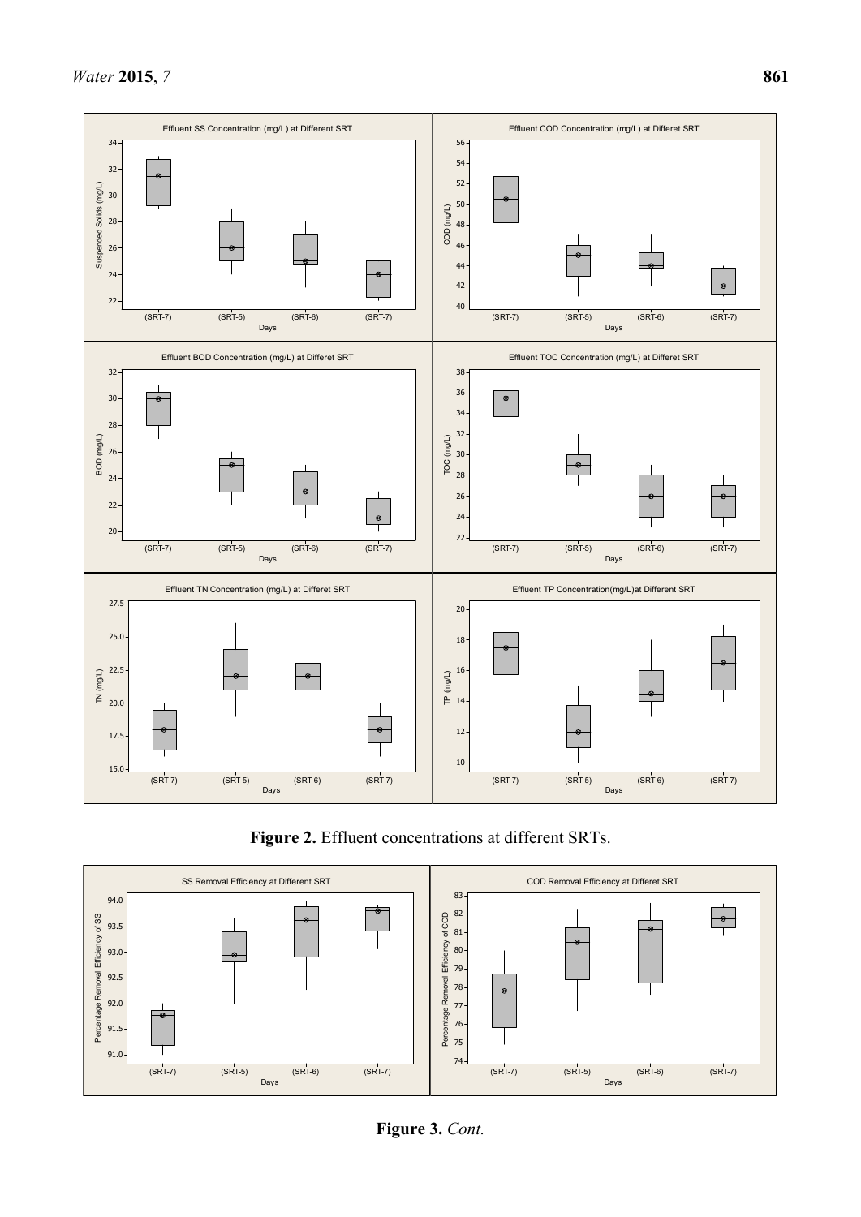**Figure 2.** Effluent concentrations at different SRTs.

**Figure 3.** *Cont.*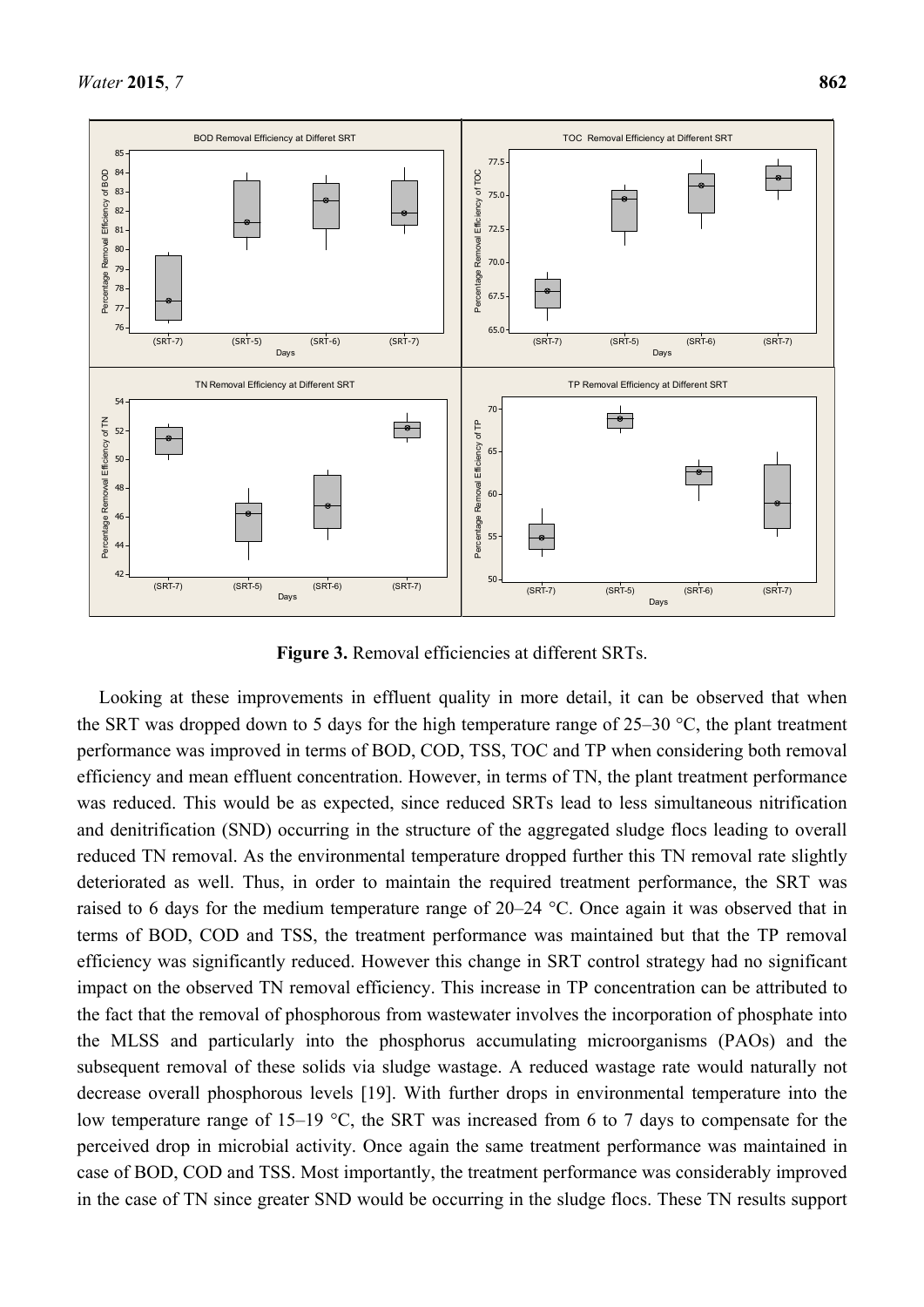**Figure 3.** Removal efficiencies at different SRTs.

Looking at these improvements in effluent quality in more detail, it can be observed that when the SRT was dropped down to 5 days for the high temperature range of 25–30 °C, the plant treatment performance was improved in terms of BOD, COD, TSS, TOC and TP when considering both removal efficiency and mean effluent concentration. However, in terms of TN, the plant treatment performance was reduced. This would be as expected, since reduced SRTs lead to less simultaneous nitrification and denitrification (SND) occurring in the structure of the aggregated sludge flocs leading to overall reduced TN removal. As the environmental temperature dropped further this TN removal rate slightly deteriorated as well. Thus, in order to maintain the required treatment performance, the SRT was raised to 6 days for the medium temperature range of 20–24 °C. Once again it was observed that in terms of BOD, COD and TSS, the treatment performance was maintained but that the TP removal efficiency was significantly reduced. However this change in SRT control strategy had no significant impact on the observed TN removal efficiency. This increase in TP concentration can be attributed to the fact that the removal of phosphorous from wastewater involves the incorporation of phosphate into the MLSS and particularly into the phosphorus accumulating microorganisms (PAOs) and the subsequent removal of these solids via sludge wastage. A reduced wastage rate would naturally not decrease overall phosphorous levels [19]. With further drops in environmental temperature into the low temperature range of 15–19 °C, the SRT was increased from 6 to 7 days to compensate for the perceived drop in microbial activity. Once again the same treatment performance was maintained in case of BOD, COD and TSS. Most importantly, the treatment performance was considerably improved in the case of TN since greater SND would be occurring in the sludge flocs. These TN results support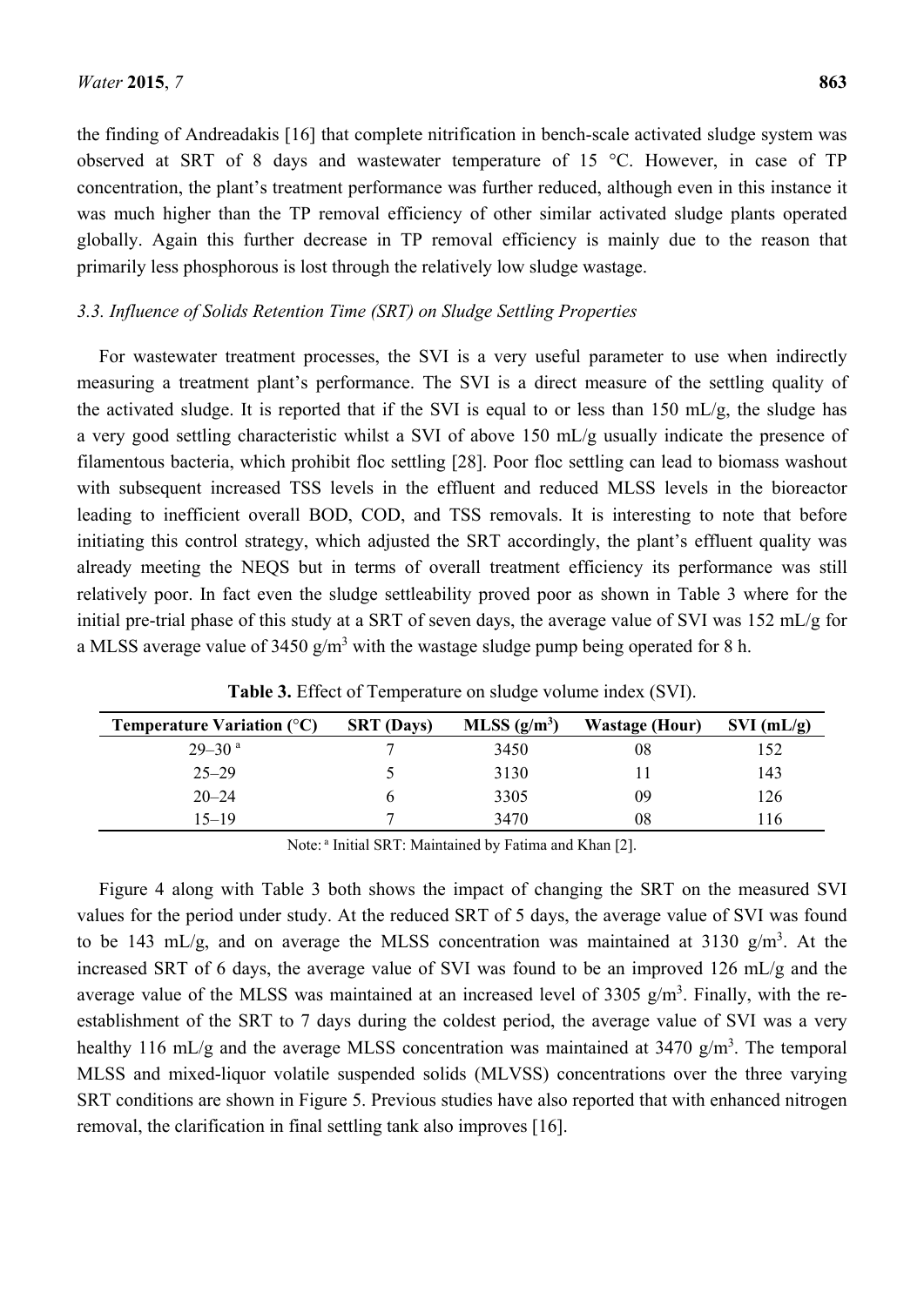the finding of Andreadakis [16] that complete nitrification in bench-scale activated sludge system was observed at SRT of 8 days and wastewater temperature of 15 °C. However, in case of TP concentration, the plant's treatment performance was further reduced, although even in this instance it was much higher than the TP removal efficiency of other similar activated sludge plants operated globally. Again this further decrease in TP removal efficiency is mainly due to the reason that primarily less phosphorous is lost through the relatively low sludge wastage.

### *3.3. Influence of Solids Retention Time (SRT) on Sludge Settling Properties*

For wastewater treatment processes, the SVI is a very useful parameter to use when indirectly measuring a treatment plant's performance. The SVI is a direct measure of the settling quality of the activated sludge. It is reported that if the SVI is equal to or less than 150 mL/g, the sludge has a very good settling characteristic whilst a SVI of above 150 mL/g usually indicate the presence of filamentous bacteria, which prohibit floc settling [28]. Poor floc settling can lead to biomass washout with subsequent increased TSS levels in the effluent and reduced MLSS levels in the bioreactor leading to inefficient overall BOD, COD, and TSS removals. It is interesting to note that before initiating this control strategy, which adjusted the SRT accordingly, the plant's effluent quality was already meeting the NEQS but in terms of overall treatment efficiency its performance was still relatively poor. In fact even the sludge settleability proved poor as shown in Table 3 where for the initial pre-trial phase of this study at a SRT of seven days, the average value of SVI was 152 mL/g for a MLSS average value of 3450 $g/m^3$ with the wastage sludge pump being operated for 8 h.

**Table 3.** Effect of Temperature on sludge volume index (SVI).

| Temperature Variation (°C) | SRT (Days) | MLSS ($g/m^3$) | Wastage (Hour) | SVI (mL/g) |
|---|---|---|---|---|
| 29–30 [a] | 7 | 3450 | 08 | 152 |
| 25–29 | 5 | 3130 | 11 | 143 |
| 20–24 | 6 | 3305 | 09 | 126 |
| 15–19 | 7 | 3470 | 08 | 116 |

Note: [a] Initial SRT: Maintained by Fatima and Khan [2].

Figure 4 along with Table 3 both shows the impact of changing the SRT on the measured SVI values for the period under study. At the reduced SRT of 5 days, the average value of SVI was found to be 143 mL/g, and on average the MLSS concentration was maintained at 3130 $g/m^3$. At the increased SRT of 6 days, the average value of SVI was found to be an improved 126 mL/g and the average value of the MLSS was maintained at an increased level of 3305 $g/m^3$. Finally, with the re-establishment of the SRT to 7 days during the coldest period, the average value of SVI was a very healthy 116 mL/g and the average MLSS concentration was maintained at 3470 $g/m^3$. The temporal MLSS and mixed-liquor volatile suspended solids (MLVSS) concentrations over the three varying SRT conditions are shown in Figure 5. Previous studies have also reported that with enhanced nitrogen removal, the clarification in final settling tank also improves [16].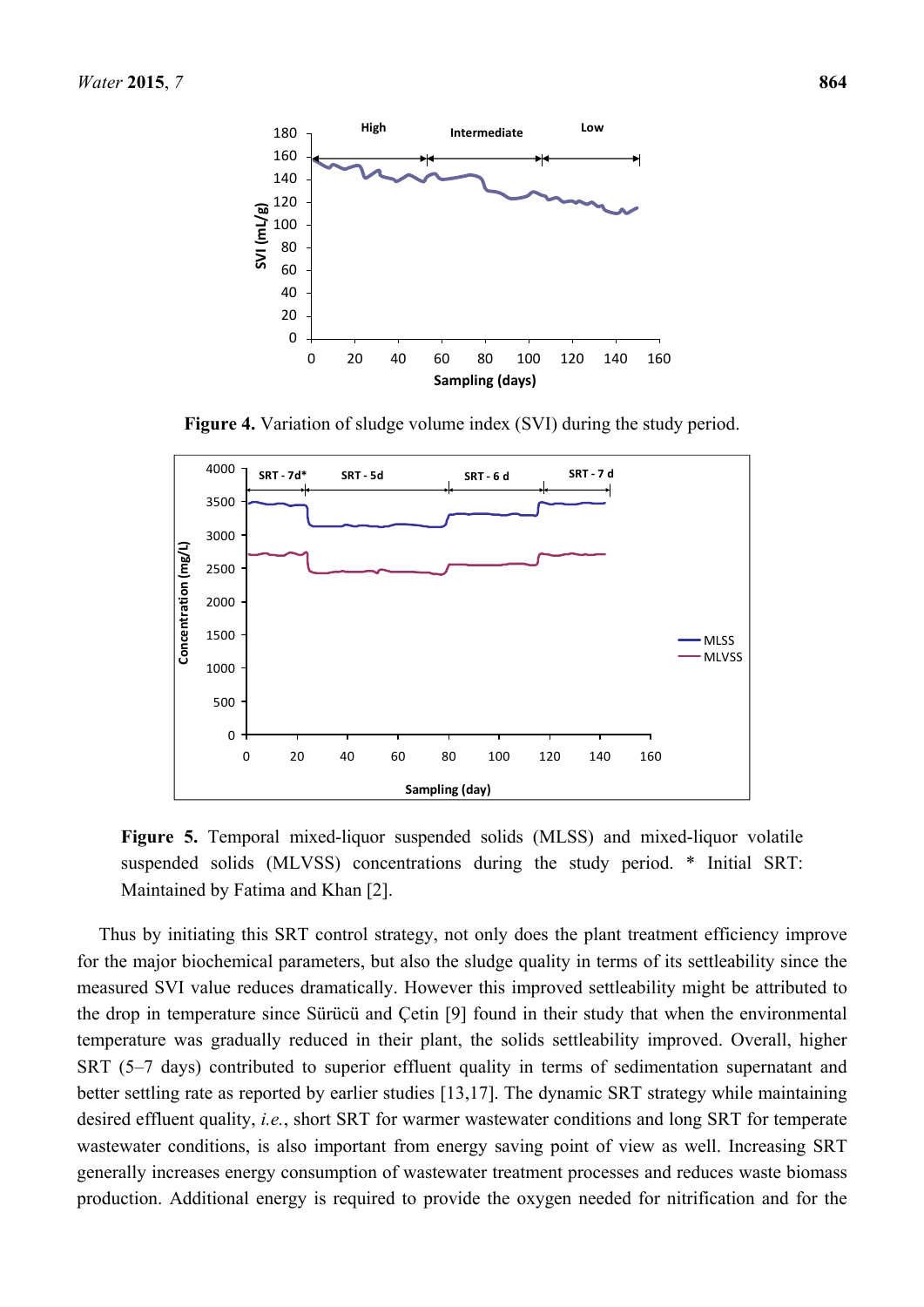**Figure 4.** Variation of sludge volume index (SVI) during the study period.

**Figure 5.** Temporal mixed-liquor suspended solids (MLSS) and mixed-liquor volatile suspended solids (MLVSS) concentrations during the study period. * Initial SRT: Maintained by Fatima and Khan [2].

Thus by initiating this SRT control strategy, not only does the plant treatment efficiency improve for the major biochemical parameters, but also the sludge quality in terms of its settleability since the measured SVI value reduces dramatically. However this improved settleability might be attributed to the drop in temperature since Sürücü and Çetin [9] found in their study that when the environmental temperature was gradually reduced in their plant, the solids settleability improved. Overall, higher SRT (5–7 days) contributed to superior effluent quality in terms of sedimentation supernatant and better settling rate as reported by earlier studies [13,17]. The dynamic SRT strategy while maintaining desired effluent quality, *i.e.*, short SRT for warmer wastewater conditions and long SRT for temperate wastewater conditions, is also important from energy saving point of view as well. Increasing SRT generally increases energy consumption of wastewater treatment processes and reduces waste biomass production. Additional energy is required to provide the oxygen needed for nitrification and for the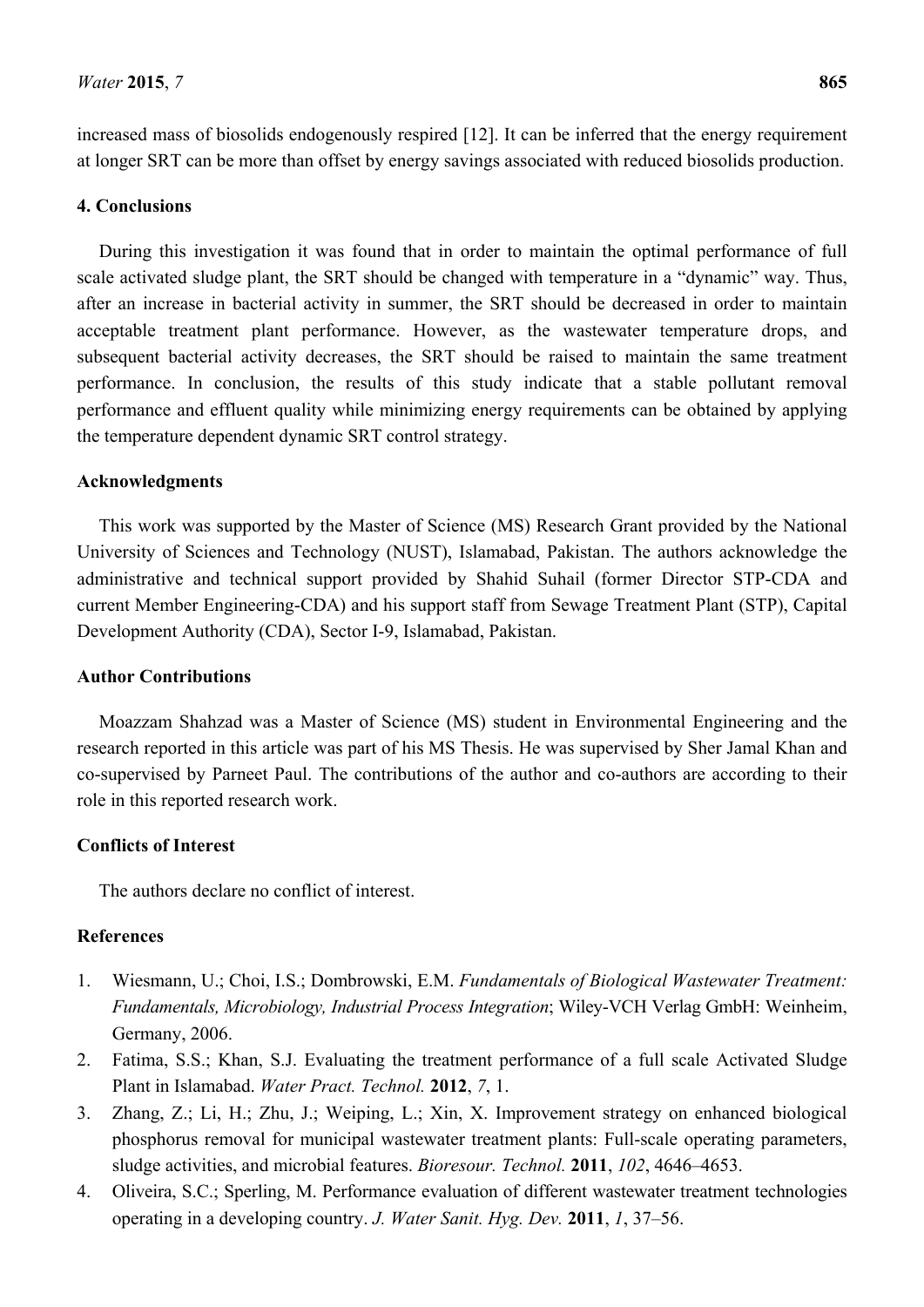increased mass of biosolids endogenously respired [12]. It can be inferred that the energy requirement at longer SRT can be more than offset by energy savings associated with reduced biosolids production.

## 4. Conclusions

During this investigation it was found that in order to maintain the optimal performance of full scale activated sludge plant, the SRT should be changed with temperature in a "dynamic" way. Thus, after an increase in bacterial activity in summer, the SRT should be decreased in order to maintain acceptable treatment plant performance. However, as the wastewater temperature drops, and subsequent bacterial activity decreases, the SRT should be raised to maintain the same treatment performance. In conclusion, the results of this study indicate that a stable pollutant removal performance and effluent quality while minimizing energy requirements can be obtained by applying the temperature dependent dynamic SRT control strategy.

## Acknowledgments

This work was supported by the Master of Science (MS) Research Grant provided by the National University of Sciences and Technology (NUST), Islamabad, Pakistan. The authors acknowledge the administrative and technical support provided by Shahid Suhail (former Director STP-CDA and current Member Engineering-CDA) and his support staff from Sewage Treatment Plant (STP), Capital Development Authority (CDA), Sector I-9, Islamabad, Pakistan.

## Author Contributions

Moazzam Shahzad was a Master of Science (MS) student in Environmental Engineering and the research reported in this article was part of his MS Thesis. He was supervised by Sher Jamal Khan and co-supervised by Parneet Paul. The contributions of the author and co-authors are according to their role in this reported research work.

## Conflicts of Interest

The authors declare no conflict of interest.

## References

1. Wiesmann, U.; Choi, I.S.; Dombrowski, E.M. *Fundamentals of Biological Wastewater Treatment: Fundamentals, Microbiology, Industrial Process Integration*; Wiley-VCH Verlag GmbH: Weinheim, Germany, 2006.
2. Fatima, S.S.; Khan, S.J. Evaluating the treatment performance of a full scale Activated Sludge Plant in Islamabad. *Water Pract. Technol.* **2012**, *7*, 1.
3. Zhang, Z.; Li, H.; Zhu, J.; Weiping, L.; Xin, X. Improvement strategy on enhanced biological phosphorus removal for municipal wastewater treatment plants: Full-scale operating parameters, sludge activities, and microbial features. *Bioresour. Technol.* **2011**, *102*, 4646–4653.
4. Oliveira, S.C.; Sperling, M. Performance evaluation of different wastewater treatment technologies operating in a developing country. *J. Water Sanit. Hyg. Dev.* **2011**, *1*, 37–56.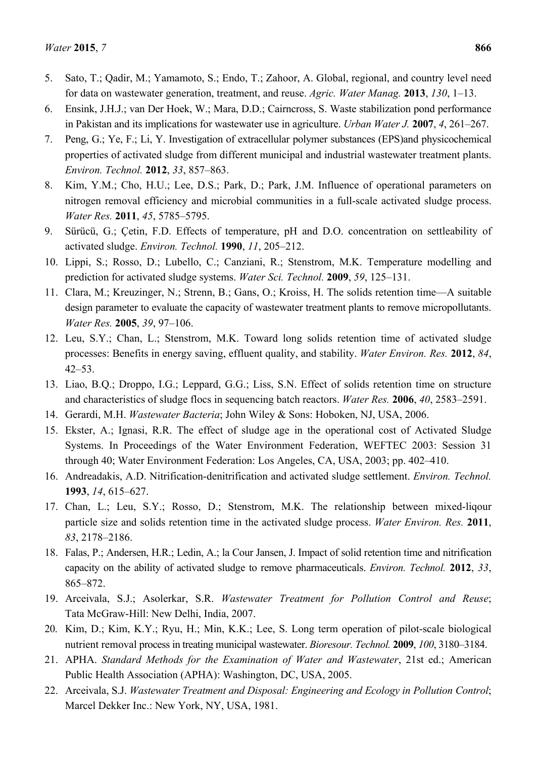5. Sato, T.; Qadir, M.; Yamamoto, S.; Endo, T.; Zahoor, A. Global, regional, and country level need for data on wastewater generation, treatment, and reuse. *Agric. Water Manag.* **2013**, *130*, 1–13.
6. Ensink, J.H.J.; van Der Hoek, W.; Mara, D.D.; Cairncross, S. Waste stabilization pond performance in Pakistan and its implications for wastewater use in agriculture. *Urban Water J.* **2007**, *4*, 261–267.
7. Peng, G.; Ye, F.; Li, Y. Investigation of extracellular polymer substances (EPS)and physicochemical properties of activated sludge from different municipal and industrial wastewater treatment plants. *Environ. Technol.* **2012**, *33*, 857–863.
8. Kim, Y.M.; Cho, H.U.; Lee, D.S.; Park, D.; Park, J.M. Influence of operational parameters on nitrogen removal efficiency and microbial communities in a full-scale activated sludge process. *Water Res.* **2011**, *45*, 5785–5795.
9. Sürücü, G.; Çetin, F.D. Effects of temperature, pH and D.O. concentration on settleability of activated sludge. *Environ. Technol.* **1990**, *11*, 205–212.
10. Lippi, S.; Rosso, D.; Lubello, C.; Canziani, R.; Stenstrom, M.K. Temperature modelling and prediction for activated sludge systems. *Water Sci. Technol.* **2009**, *59*, 125–131.
11. Clara, M.; Kreuzinger, N.; Strenn, B.; Gans, O.; Kroiss, H. The solids retention time—A suitable design parameter to evaluate the capacity of wastewater treatment plants to remove micropollutants. *Water Res.* **2005**, *39*, 97–106.
12. Leu, S.Y.; Chan, L.; Stenstrom, M.K. Toward long solids retention time of activated sludge processes: Benefits in energy saving, effluent quality, and stability. *Water Environ. Res.* **2012**, *84*, 42–53.
13. Liao, B.Q.; Droppo, I.G.; Leppard, G.G.; Liss, S.N. Effect of solids retention time on structure and characteristics of sludge flocs in sequencing batch reactors. *Water Res.* **2006**, *40*, 2583–2591.
14. Gerardi, M.H. *Wastewater Bacteria*; John Wiley & Sons: Hoboken, NJ, USA, 2006.
15. Ekster, A.; Ignasi, R.R. The effect of sludge age in the operational cost of Activated Sludge Systems. In Proceedings of the Water Environment Federation, WEFTEC 2003: Session 31 through 40; Water Environment Federation: Los Angeles, CA, USA, 2003; pp. 402–410.
16. Andreadakis, A.D. Nitrification-denitrification and activated sludge settlement. *Environ. Technol.* **1993**, *14*, 615–627.
17. Chan, L.; Leu, S.Y.; Rosso, D.; Stenstrom, M.K. The relationship between mixed-liqour particle size and solids retention time in the activated sludge process. *Water Environ. Res.* **2011**, *83*, 2178–2186.
18. Falas, P.; Andersen, H.R.; Ledin, A.; la Cour Jansen, J. Impact of solid retention time and nitrification capacity on the ability of activated sludge to remove pharmaceuticals. *Environ. Technol.* **2012**, *33*, 865–872.
19. Arceivala, S.J.; Asolerkar, S.R. *Wastewater Treatment for Pollution Control and Reuse*; Tata McGraw-Hill: New Delhi, India, 2007.
20. Kim, D.; Kim, K.Y.; Ryu, H.; Min, K.K.; Lee, S. Long term operation of pilot-scale biological nutrient removal process in treating municipal wastewater. *Bioresour. Technol.* **2009**, *100*, 3180–3184.
21. APHA. *Standard Methods for the Examination of Water and Wastewater*, 21st ed.; American Public Health Association (APHA): Washington, DC, USA, 2005.
22. Arceivala, S.J. *Wastewater Treatment and Disposal: Engineering and Ecology in Pollution Control*; Marcel Dekker Inc.: New York, NY, USA, 1981.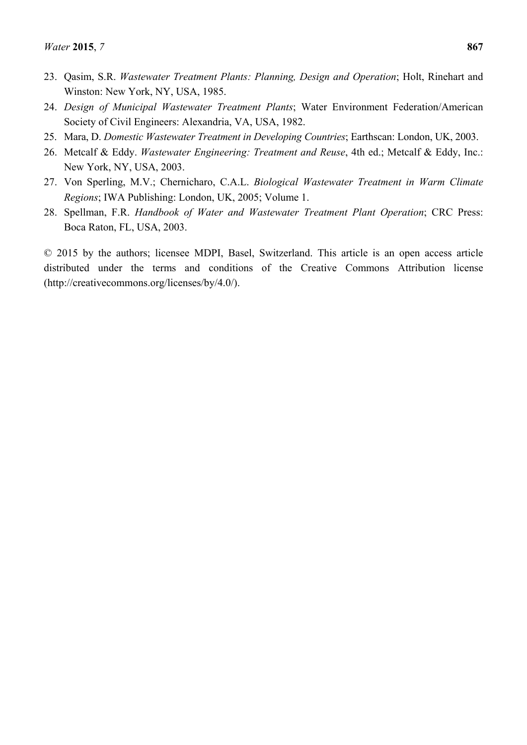23. Qasim, S.R. *Wastewater Treatment Plants: Planning, Design and Operation*; Holt, Rinehart and Winston: New York, NY, USA, 1985.
24. *Design of Municipal Wastewater Treatment Plants*; Water Environment Federation/American Society of Civil Engineers: Alexandria, VA, USA, 1982.
25. Mara, D. *Domestic Wastewater Treatment in Developing Countries*; Earthscan: London, UK, 2003.
26. Metcalf & Eddy. *Wastewater Engineering: Treatment and Reuse*, 4th ed.; Metcalf & Eddy, Inc.: New York, NY, USA, 2003.
27. Von Sperling, M.V.; Chernicharo, C.A.L. *Biological Wastewater Treatment in Warm Climate Regions*; IWA Publishing: London, UK, 2005; Volume 1.
28. Spellman, F.R. *Handbook of Water and Wastewater Treatment Plant Operation*; CRC Press: Boca Raton, FL, USA, 2003.

© 2015 by the authors; licensee MDPI, Basel, Switzerland. This article is an open access article distributed under the terms and conditions of the Creative Commons Attribution license (http://creativecommons.org/licenses/by/4.0/).